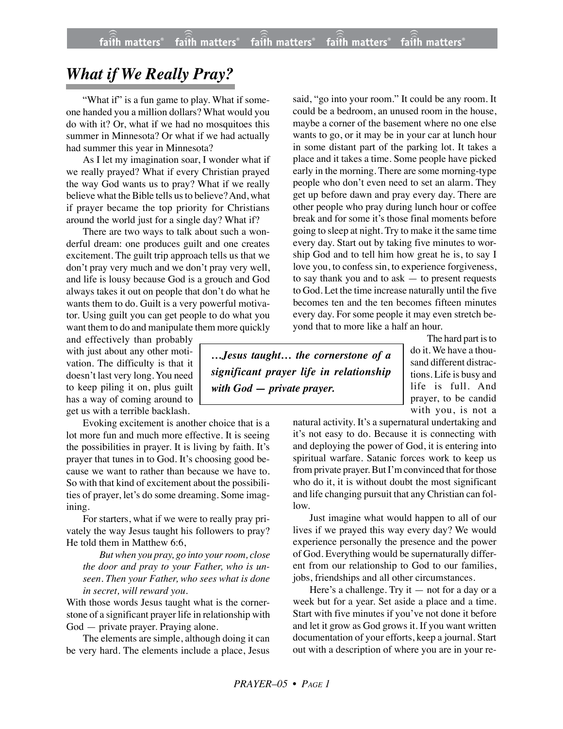# What if We Really Pray?

"What if" is a fun game to play. What if someone handed you a million dollars? What would you do with it? Or, what if we had no mosquitoes this summer in Minnesota? Or what if we had actually had summer this year in Minnesota?

As I let my imagination soar, I wonder what if we really prayed? What if every Christian prayed the way God wants us to pray? What if we really believe what the Bible tells us to believe? And, what if prayer became the top priority for Christians around the world just for a single day? What if?

There are two ways to talk about such a wonderful dream: one produces guilt and one creates excitement. The guilt trip approach tells us that we don't pray very much and we don't pray very well, and life is lousy because God is a grouch and God always takes it out on people that don't do what he wants them to do. Guilt is a very powerful motivator. Using guilt you can get people to do what you want them to do and manipulate them more quickly and effectively than probably with just about any other motivation. The difficulty is that it doesn't last very long. You need to keep piling it on, plus guilt has a way of coming around to get us with a terrible backlash.

Evoking excitement is another choice that is a lot more fun and much more effective. It is seeing the possibilities in prayer. It is living by faith. It's prayer that tunes in to God. It's choosing good because we want to rather than because we have to. So with that kind of excitement about the possibilities of prayer, let's do some dreaming. Some imagining.

For starters, what if we were to really pray privately the way Jesus taught his followers to pray? He told them in Matthew 6:6,

> *But when you pray, go into your room, close the door and pray to your Father, who is unseen. Then your Father, who sees what is done in secret, will reward you.*

With those words Jesus taught what is the cornerstone of a significant prayer life in relationship with God — private prayer. Praying alone.

The elements are simple, although doing it can be very hard. The elements include a place, Jesus said, "go into your room." It could be any room. It could be a bedroom, an unused room in the house, maybe a corner of the basement where no one else wants to go, or it may be in your car at lunch hour in some distant part of the parking lot. It takes a place and it takes a time. Some people have picked early in the morning. There are some morning-type people who don't even need to set an alarm. They get up before dawn and pray every day. There are other people who pray during lunch hour or coffee break and for some it's those final moments before going to sleep at night. Try to make it the same time every day. Start out by taking five minutes to worship God and to tell him how great he is, to say I love you, to confess sin, to experience forgiveness, to say thank you and to ask — to present requests to God. Let the time increase naturally until the five becomes ten and the ten becomes fifteen minutes every day. For some people it may even stretch beyond that to more like a half an hour.

> ***…Jesus taught… the cornerstone of a significant prayer life in relationship with God — private prayer.***

The hard part is to do it. We have a thousand different distractions. Life is busy and life is full. And prayer, to be candid with you, is not a natural activity. It's a supernatural undertaking and it's not easy to do. Because it is connecting with and deploying the power of God, it is entering into spiritual warfare. Satanic forces work to keep us from private prayer. But I'm convinced that for those who do it, it is without doubt the most significant and life changing pursuit that any Christian can follow.

Just imagine what would happen to all of our lives if we prayed this way every day? We would experience personally the presence and the power of God. Everything would be supernaturally different from our relationship to God to our families, jobs, friendships and all other circumstances.

Here's a challenge. Try it — not for a day or a week but for a year. Set aside a place and a time. Start with five minutes if you've not done it before and let it grow as God grows it. If you want written documentation of your efforts, keep a journal. Start out with a description of where you are in your re-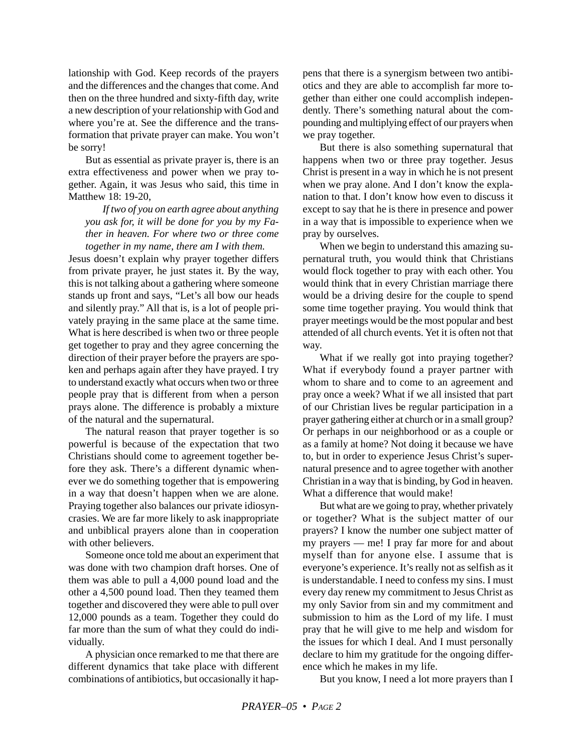lationship with God. Keep records of the prayers and the differences and the changes that come. And then on the three hundred and sixty-fifth day, write a new description of your relationship with God and where you're at. See the difference and the transformation that private prayer can make. You won't be sorry!

But as essential as private prayer is, there is an extra effectiveness and power when we pray together. Again, it was Jesus who said, this time in Matthew 18: 19-20,

> *If two of you on earth agree about anything you ask for, it will be done for you by my Father in heaven. For where two or three come together in my name, there am I with them.*

Jesus doesn't explain why prayer together differs from private prayer, he just states it. By the way, this is not talking about a gathering where someone stands up front and says, "Let's all bow our heads and silently pray." All that is, is a lot of people privately praying in the same place at the same time. What is here described is when two or three people get together to pray and they agree concerning the direction of their prayer before the prayers are spoken and perhaps again after they have prayed. I try to understand exactly what occurs when two or three people pray that is different from when a person prays alone. The difference is probably a mixture of the natural and the supernatural.

The natural reason that prayer together is so powerful is because of the expectation that two Christians should come to agreement together before they ask. There's a different dynamic whenever we do something together that is empowering in a way that doesn't happen when we are alone. Praying together also balances our private idiosyncrasies. We are far more likely to ask inappropriate and unbiblical prayers alone than in cooperation with other believers.

Someone once told me about an experiment that was done with two champion draft horses. One of them was able to pull a 4,000 pound load and the other a 4,500 pound load. Then they teamed them together and discovered they were able to pull over 12,000 pounds as a team. Together they could do far more than the sum of what they could do individually.

A physician once remarked to me that there are different dynamics that take place with different combinations of antibiotics, but occasionally it happens that there is a synergism between two antibiotics and they are able to accomplish far more together than either one could accomplish independently. There's something natural about the compounding and multiplying effect of our prayers when we pray together.

But there is also something supernatural that happens when two or three pray together. Jesus Christ is present in a way in which he is not present when we pray alone. And I don't know the explanation to that. I don't know how even to discuss it except to say that he is there in presence and power in a way that is impossible to experience when we pray by ourselves.

When we begin to understand this amazing supernatural truth, you would think that Christians would flock together to pray with each other. You would think that in every Christian marriage there would be a driving desire for the couple to spend some time together praying. You would think that prayer meetings would be the most popular and best attended of all church events. Yet it is often not that way.

What if we really got into praying together? What if everybody found a prayer partner with whom to share and to come to an agreement and pray once a week? What if we all insisted that part of our Christian lives be regular participation in a prayer gathering either at church or in a small group? Or perhaps in our neighborhood or as a couple or as a family at home? Not doing it because we have to, but in order to experience Jesus Christ's supernatural presence and to agree together with another Christian in a way that is binding, by God in heaven. What a difference that would make!

But what are we going to pray, whether privately or together? What is the subject matter of our prayers? I know the number one subject matter of my prayers — me! I pray far more for and about myself than for anyone else. I assume that is everyone's experience. It's really not as selfish as it is understandable. I need to confess my sins. I must every day renew my commitment to Jesus Christ as my only Savior from sin and my commitment and submission to him as the Lord of my life. I must pray that he will give to me help and wisdom for the issues for which I deal. And I must personally declare to him my gratitude for the ongoing difference which he makes in my life.

But you know, I need a lot more prayers than I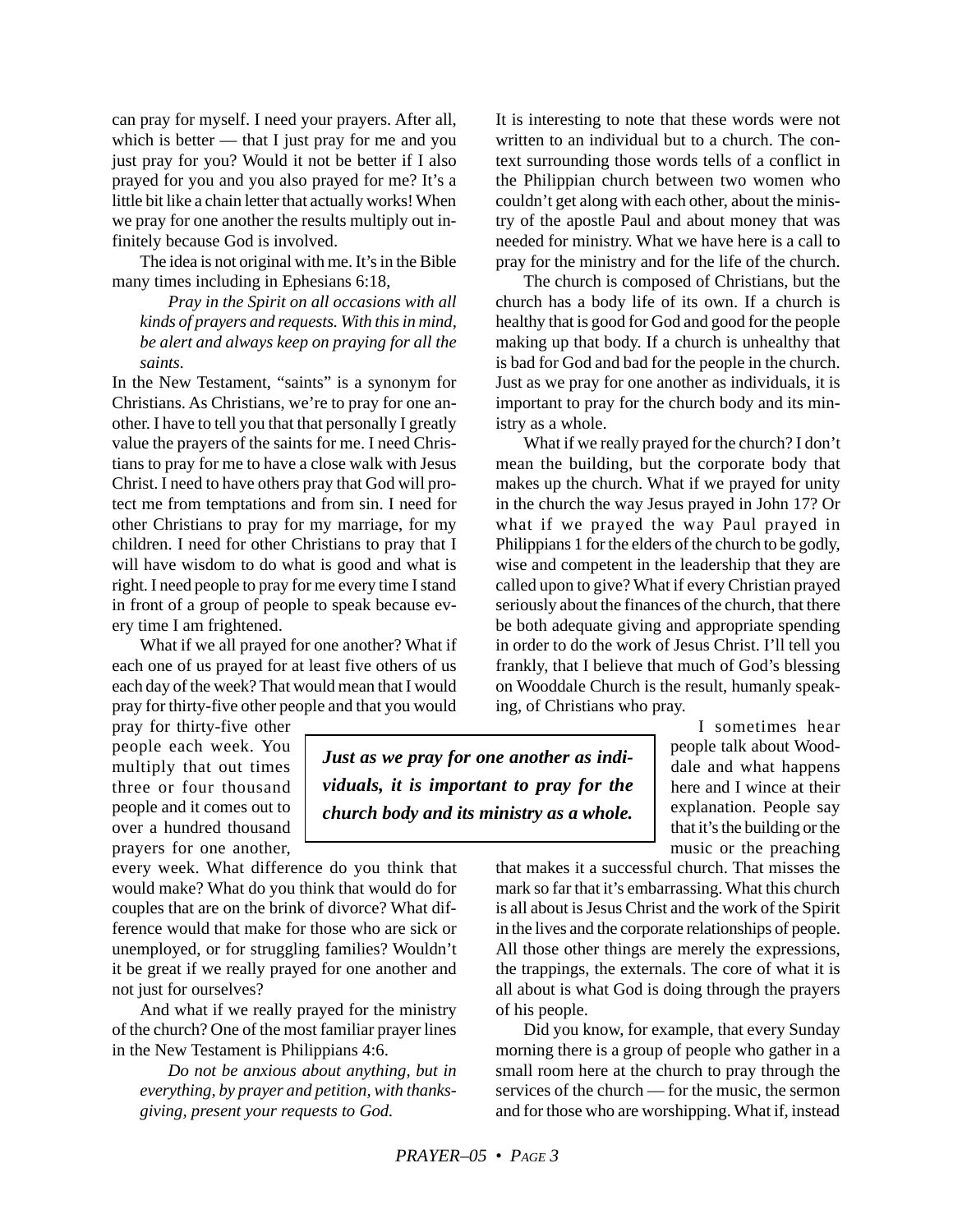can pray for myself. I need your prayers. After all, which is better — that I just pray for me and you just pray for you? Would it not be better if I also prayed for you and you also prayed for me? It's a little bit like a chain letter that actually works! When we pray for one another the results multiply out infinitely because God is involved.

The idea is not original with me. It's in the Bible many times including in Ephesians 6:18,

> *Pray in the Spirit on all occasions with all kinds of prayers and requests. With this in mind, be alert and always keep on praying for all the saints.*

In the New Testament, "saints" is a synonym for Christians. As Christians, we're to pray for one another. I have to tell you that that personally I greatly value the prayers of the saints for me. I need Christians to pray for me to have a close walk with Jesus Christ. I need to have others pray that God will protect me from temptations and from sin. I need for other Christians to pray for my marriage, for my children. I need for other Christians to pray that I will have wisdom to do what is good and what is right. I need people to pray for me every time I stand in front of a group of people to speak because every time I am frightened.

What if we all prayed for one another? What if each one of us prayed for at least five others of us each day of the week? That would mean that I would pray for thirty-five other people and that you would pray for thirty-five other people each week. You multiply that out times three or four thousand people and it comes out to over a hundred thousand prayers for one another, every week. What difference do you think that would make? What do you think that would do for couples that are on the brink of divorce? What difference would that make for those who are sick or unemployed, or for struggling families? Wouldn't it be great if we really prayed for one another and not just for ourselves?

And what if we really prayed for the ministry of the church? One of the most familiar prayer lines in the New Testament is Philippians 4:6.

> *Do not be anxious about anything, but in everything, by prayer and petition, with thanksgiving, present your requests to God.*

It is interesting to note that these words were not written to an individual but to a church. The context surrounding those words tells of a conflict in the Philippian church between two women who couldn't get along with each other, about the ministry of the apostle Paul and about money that was needed for ministry. What we have here is a call to pray for the ministry and for the life of the church.

The church is composed of Christians, but the church has a body life of its own. If a church is healthy that is good for God and good for the people making up that body. If a church is unhealthy that is bad for God and bad for the people in the church. Just as we pray for one another as individuals, it is important to pray for the church body and its ministry as a whole.

What if we really prayed for the church? I don't mean the building, but the corporate body that makes up the church. What if we prayed for unity in the church the way Jesus prayed in John 17? Or what if we prayed the way Paul prayed in Philippians 1 for the elders of the church to be godly, wise and competent in the leadership that they are called upon to give? What if every Christian prayed seriously about the finances of the church, that there be both adequate giving and appropriate spending in order to do the work of Jesus Christ. I'll tell you frankly, that I believe that much of God's blessing on Wooddale Church is the result, humanly speaking, of Christians who pray.

> ***Just as we pray for one another as individuals, it is important to pray for the church body and its ministry as a whole.***

I sometimes hear people talk about Wooddale and what happens here and I wince at their explanation. People say that it's the building or the music or the preaching that makes it a successful church. That misses the mark so far that it's embarrassing. What this church is all about is Jesus Christ and the work of the Spirit in the lives and the corporate relationships of people. All those other things are merely the expressions, the trappings, the externals. The core of what it is all about is what God is doing through the prayers of his people.

Did you know, for example, that every Sunday morning there is a group of people who gather in a small room here at the church to pray through the services of the church — for the music, the sermon and for those who are worshipping. What if, instead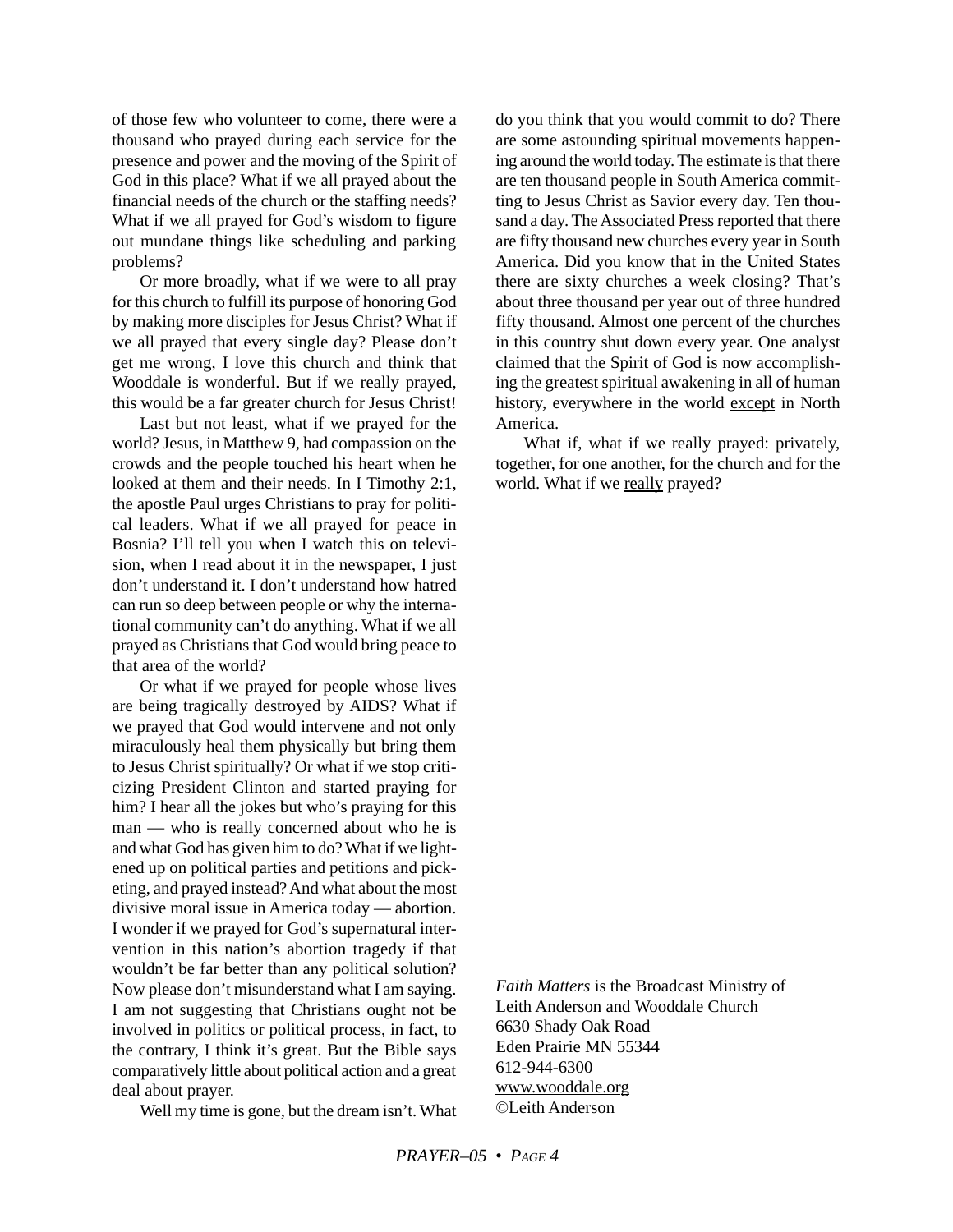of those few who volunteer to come, there were a thousand who prayed during each service for the presence and power and the moving of the Spirit of God in this place? What if we all prayed about the financial needs of the church or the staffing needs? What if we all prayed for God's wisdom to figure out mundane things like scheduling and parking problems?

Or more broadly, what if we were to all pray for this church to fulfill its purpose of honoring God by making more disciples for Jesus Christ? What if we all prayed that every single day? Please don't get me wrong, I love this church and think that Wooddale is wonderful. But if we really prayed, this would be a far greater church for Jesus Christ!

Last but not least, what if we prayed for the world? Jesus, in Matthew 9, had compassion on the crowds and the people touched his heart when he looked at them and their needs. In I Timothy 2:1, the apostle Paul urges Christians to pray for political leaders. What if we all prayed for peace in Bosnia? I'll tell you when I watch this on television, when I read about it in the newspaper, I just don't understand it. I don't understand how hatred can run so deep between people or why the international community can't do anything. What if we all prayed as Christians that God would bring peace to that area of the world?

Or what if we prayed for people whose lives are being tragically destroyed by AIDS? What if we prayed that God would intervene and not only miraculously heal them physically but bring them to Jesus Christ spiritually? Or what if we stop criticizing President Clinton and started praying for him? I hear all the jokes but who's praying for this man — who is really concerned about who he is and what God has given him to do? What if we lightened up on political parties and petitions and picketing, and prayed instead? And what about the most divisive moral issue in America today — abortion. I wonder if we prayed for God's supernatural intervention in this nation's abortion tragedy if that wouldn't be far better than any political solution? Now please don't misunderstand what I am saying. I am not suggesting that Christians ought not be involved in politics or political process, in fact, to the contrary, I think it's great. But the Bible says comparatively little about political action and a great deal about prayer.

Well my time is gone, but the dream isn't. What do you think that you would commit to do? There are some astounding spiritual movements happening around the world today. The estimate is that there are ten thousand people in South America committing to Jesus Christ as Savior every day. Ten thousand a day. The Associated Press reported that there are fifty thousand new churches every year in South America. Did you know that in the United States there are sixty churches a week closing? That's about three thousand per year out of three hundred fifty thousand. Almost one percent of the churches in this country shut down every year. One analyst claimed that the Spirit of God is now accomplishing the greatest spiritual awakening in all of human history, everywhere in the world <u>except</u> in North America.

What if, what if we really prayed: privately, together, for one another, for the church and for the world. What if we <u>really</u> prayed?

*Faith Matters* is the Broadcast Ministry of
Leith Anderson and Wooddale Church
6630 Shady Oak Road
Eden Prairie MN 55344
612-944-6300
www.wooddale.org
©Leith Anderson